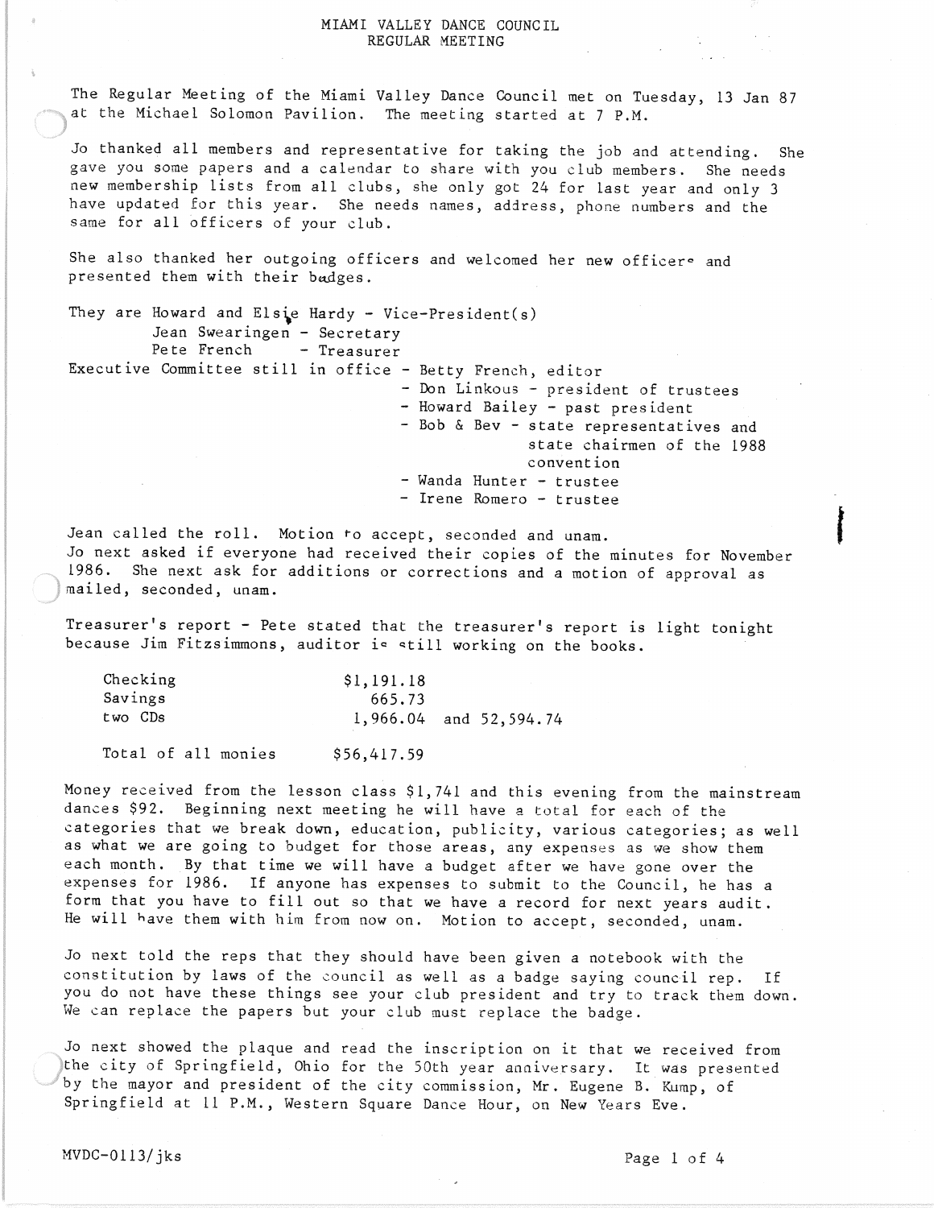# MIAMI VALLEY DANCE COUNCIL
## REGULAR MEETING

The Regular Meeting of the Miami Valley Dance Council met on Tuesday, 13 Jan 87 at the Michael Solomon Pavilion. The meeting started at 7 P.M.

Jo thanked all members and representative for taking the job and attending. She gave you some papers and a calendar to share with you club members. She needs new membership lists from all clubs, she only got 24 for last year and only 3 have updated for this year. She needs names, address, phone numbers and the same for all officers of your club.

She also thanked her outgoing officers and welcomed her new officers and presented them with their badges.

They are Howard and Elsie Hardy - Vice-President(s)
Jean Swearingen - Secretary
Pete French - Treasurer

Executive Committee still in office - Betty French, editor
- Don Linkous - president of trustees
- Howard Bailey - past president
- Bob & Bev - state representatives and state chairmen of the 1988 convention
- Wanda Hunter - trustee
- Irene Romero - trustee

Jean called the roll. Motion to accept, seconded and unam.
Jo next asked if everyone had received their copies of the minutes for November 1986. She next ask for additions or corrections and a motion of approval as mailed, seconded, unam.

Treasurer's report - Pete stated that the treasurer's report is light tonight because Jim Fitzsimmons, auditor is still working on the books.

| | |
|---|---|
| Checking | $1,191.18 |
| Savings | 665.73 |
| two CDs | 1,966.04 and 52,594.74 |
| Total of all monies | $56,417.59 |

Money received from the lesson class $1,741 and this evening from the mainstream dances $92. Beginning next meeting he will have a total for each of the categories that we break down, education, publicity, various categories; as well as what we are going to budget for those areas, any expenses as we show them each month. By that time we will have a budget after we have gone over the expenses for 1986. If anyone has expenses to submit to the Council, he has a form that you have to fill out so that we have a record for next years audit. He will have them with him from now on. Motion to accept, seconded, unam.

Jo next told the reps that they should have been given a notebook with the constitution by laws of the council as well as a badge saying council rep. If you do not have these things see your club president and try to track them down. We can replace the papers but your club must replace the badge.

Jo next showed the plaque and read the inscription on it that we received from the city of Springfield, Ohio for the 50th year anniversary. It was presented by the mayor and president of the city commission, Mr. Eugene B. Kump, of Springfield at 11 P.M., Western Square Dance Hour, on New Years Eve.

MVDC-0113/jks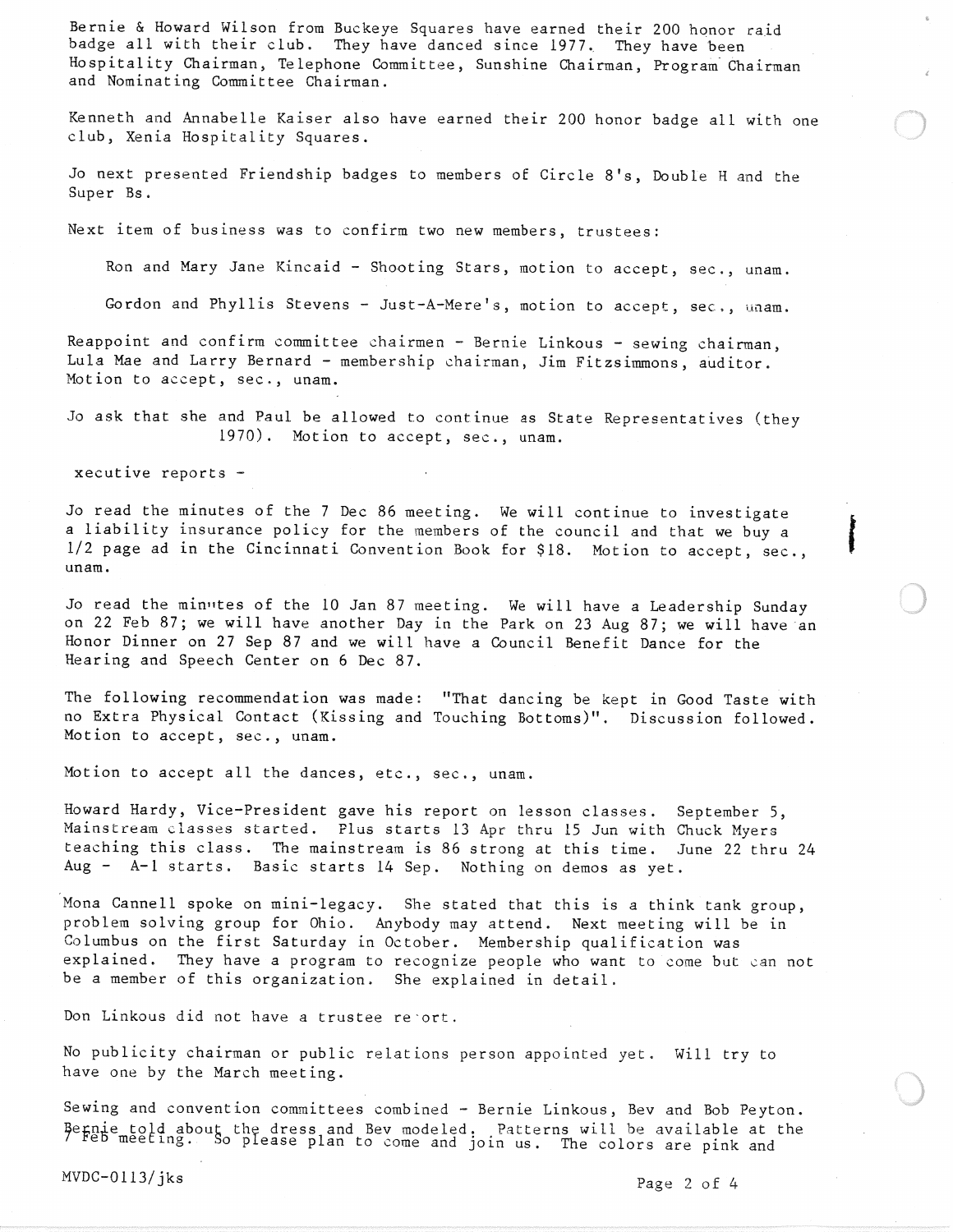Bernie & Howard Wilson from Buckeye Squares have earned their 200 honor raid badge all with their club. They have danced since 1977. They have been Hospitality Chairman, Telephone Committee, Sunshine Chairman, Program Chairman and Nominating Committee Chairman.

Kenneth and Annabelle Kaiser also have earned their 200 honor badge all with one club, Xenia Hospitality Squares.

Jo next presented Friendship badges to members of Circle 8's, Double H and the Super Bs.

Next item of business was to confirm two new members, trustees:

Ron and Mary Jane Kincaid - Shooting Stars, motion to accept, sec., unam.

Gordon and Phyllis Stevens - Just-A-Mere's, motion to accept, sec., unam.

Reappoint and confirm committee chairmen - Bernie Linkous - sewing chairman, Lula Mae and Larry Bernard - membership chairman, Jim Fitzsimmons, auditor. Motion to accept, sec., unam.

Jo ask that she and Paul be allowed to continue as State Representatives (they 1970). Motion to accept, sec., unam.

xecutive reports -

Jo read the minutes of the 7 Dec 86 meeting. We will continue to investigate a liability insurance policy for the members of the council and that we buy a 1/2 page ad in the Cincinnati Convention Book for $18. Motion to accept, sec., unam.

Jo read the minutes of the 10 Jan 87 meeting. We will have a Leadership Sunday on 22 Feb 87; we will have another Day in the Park on 23 Aug 87; we will have an Honor Dinner on 27 Sep 87 and we will have a Council Benefit Dance for the Hearing and Speech Center on 6 Dec 87.

The following recommendation was made: "That dancing be kept in Good Taste with no Extra Physical Contact (Kissing and Touching Bottoms)". Discussion followed. Motion to accept, sec., unam.

Motion to accept all the dances, etc., sec., unam.

Howard Hardy, Vice-President gave his report on lesson classes. September 5, Mainstream classes started. Plus starts 13 Apr thru 15 Jun with Chuck Myers teaching this class. The mainstream is 86 strong at this time. June 22 thru 24 Aug - A-1 starts. Basic starts 14 Sep. Nothing on demos as yet.

Mona Cannell spoke on mini-legacy. She stated that this is a think tank group, problem solving group for Ohio. Anybody may attend. Next meeting will be in Columbus on the first Saturday in October. Membership qualification was explained. They have a program to recognize people who want to come but can not be a member of this organization. She explained in detail.

Don Linkous did not have a trustee report.

No publicity chairman or public relations person appointed yet. Will try to have one by the March meeting.

Sewing and convention committees combined - Bernie Linkous, Bev and Bob Peyton. Bernie told about the dress and Bev modeled. Patterns will be available at the 7 Feb meeting. So please plan to come and join us. The colors are pink and

MVDC-0113/jks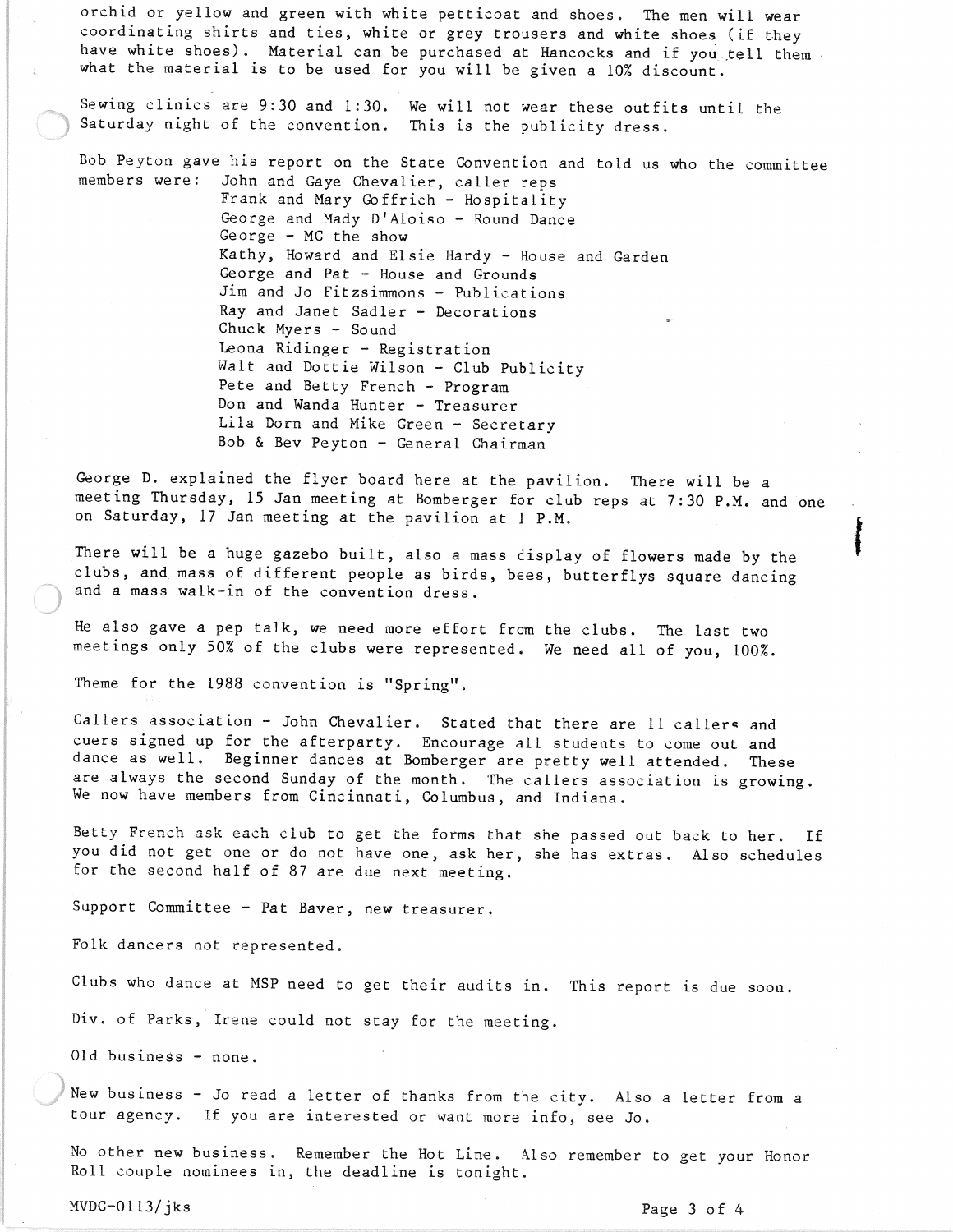orchid or yellow and green with white petticoat and shoes. The men will wear coordinating shirts and ties, white or grey trousers and white shoes (if they have white shoes). Material can be purchased at Hancocks and if you tell them what the material is to be used for you will be given a 10% discount.

Sewing clinics are 9:30 and 1:30. We will not wear these outfits until the Saturday night of the convention. This is the publicity dress.

Bob Peyton gave his report on the State Convention and told us who the committee members were:

- John and Gaye Chevalier, caller reps
- Frank and Mary Goffrich - Hospitality
- George and Mady D'Aloiso - Round Dance
- George - MC the show
- Kathy, Howard and Elsie Hardy - House and Garden
- George and Pat - House and Grounds
- Jim and Jo Fitzsimmons - Publications
- Ray and Janet Sadler - Decorations
- Chuck Myers - Sound
- Leona Ridinger - Registration
- Walt and Dottie Wilson - Club Publicity
- Pete and Betty French - Program
- Don and Wanda Hunter - Treasurer
- Lila Dorn and Mike Green - Secretary
- Bob & Bev Peyton - General Chairman

George D. explained the flyer board here at the pavilion. There will be a meeting Thursday, 15 Jan meeting at Bomberger for club reps at 7:30 P.M. and one on Saturday, 17 Jan meeting at the pavilion at 1 P.M.

There will be a huge gazebo built, also a mass display of flowers made by the clubs, and mass of different people as birds, bees, butterflys square dancing and a mass walk-in of the convention dress.

He also gave a pep talk, we need more effort from the clubs. The last two meetings only 50% of the clubs were represented. We need all of you, 100%.

Theme for the 1988 convention is "Spring".

Callers association - John Chevalier. Stated that there are 11 callers and cuers signed up for the afterparty. Encourage all students to come out and dance as well. Beginner dances at Bomberger are pretty well attended. These are always the second Sunday of the month. The callers association is growing. We now have members from Cincinnati, Columbus, and Indiana.

Betty French ask each club to get the forms that she passed out back to her. If you did not get one or do not have one, ask her, she has extras. Also schedules for the second half of 87 are due next meeting.

Support Committee - Pat Baver, new treasurer.

Folk dancers not represented.

Clubs who dance at MSP need to get their audits in. This report is due soon.

Div. of Parks, Irene could not stay for the meeting.

Old business - none.

New business - Jo read a letter of thanks from the city. Also a letter from a tour agency. If you are interested or want more info, see Jo.

No other new business. Remember the Hot Line. Also remember to get your Honor Roll couple nominees in, the deadline is tonight.

MVDC-0113/jks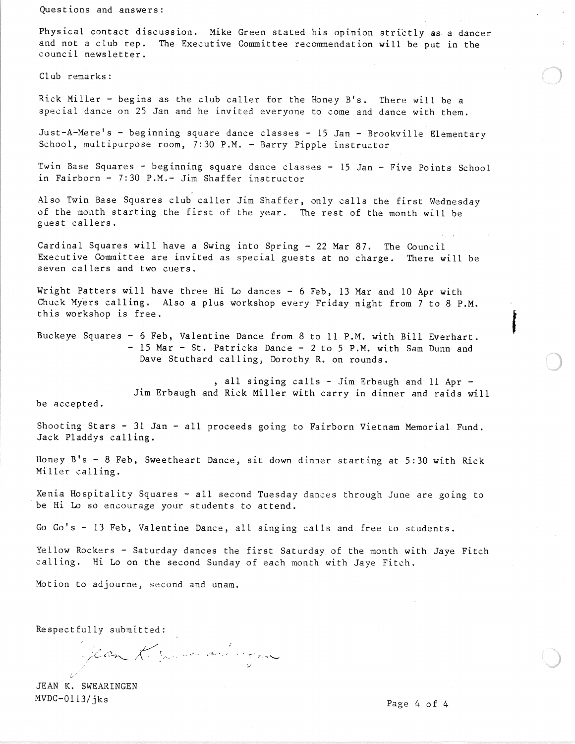Questions and answers:

Physical contact discussion. Mike Green stated his opinion strictly as a dancer and not a club rep. The Executive Committee recommendation will be put in the council newsletter.

Club remarks:

Rick Miller - begins as the club caller for the Honey B's. There will be a special dance on 25 Jan and he invited everyone to come and dance with them.

Just-A-Mere's - beginning square dance classes - 15 Jan - Brookville Elementary School, multipurpose room, 7:30 P.M. - Barry Pipple instructor

Twin Base Squares - beginning square dance classes - 15 Jan - Five Points School in Fairborn - 7:30 P.M.- Jim Shaffer instructor

Also Twin Base Squares club caller Jim Shaffer, only calls the first Wednesday of the month starting the first of the year. The rest of the month will be guest callers.

Cardinal Squares will have a Swing into Spring - 22 Mar 87. The Council Executive Committee are invited as special guests at no charge. There will be seven callers and two cuers.

Wright Patters will have three Hi Lo dances - 6 Feb, 13 Mar and 10 Apr with Chuck Myers calling. Also a plus workshop every Friday night from 7 to 8 P.M. this workshop is free.

Buckeye Squares - 6 Feb, Valentine Dance from 8 to 11 P.M. with Bill Everhart.
- 15 Mar - St. Patricks Dance - 2 to 5 P.M. with Sam Dunn and Dave Stuthard calling, Dorothy R. on rounds.

, all singing calls - Jim Erbaugh and 11 Apr - Jim Erbaugh and Rick Miller with carry in dinner and raids will be accepted.

Shooting Stars - 31 Jan - all proceeds going to Fairborn Vietnam Memorial Fund. Jack Pladdys calling.

Honey B's - 8 Feb, Sweetheart Dance, sit down dinner starting at 5:30 with Rick Miller calling.

Xenia Hospitality Squares - all second Tuesday dances through June are going to be Hi Lo so encourage your students to attend.

Go Go's - 13 Feb, Valentine Dance, all singing calls and free to students.

Yellow Rockers - Saturday dances the first Saturday of the month with Jaye Fitch calling. Hi Lo on the second Sunday of each month with Jaye Fitch.

Motion to adjourne, second and unam.

Respectfully submitted:

Jean K. Swearingen

JEAN K. SWEARINGEN
MVDC-0113/jks